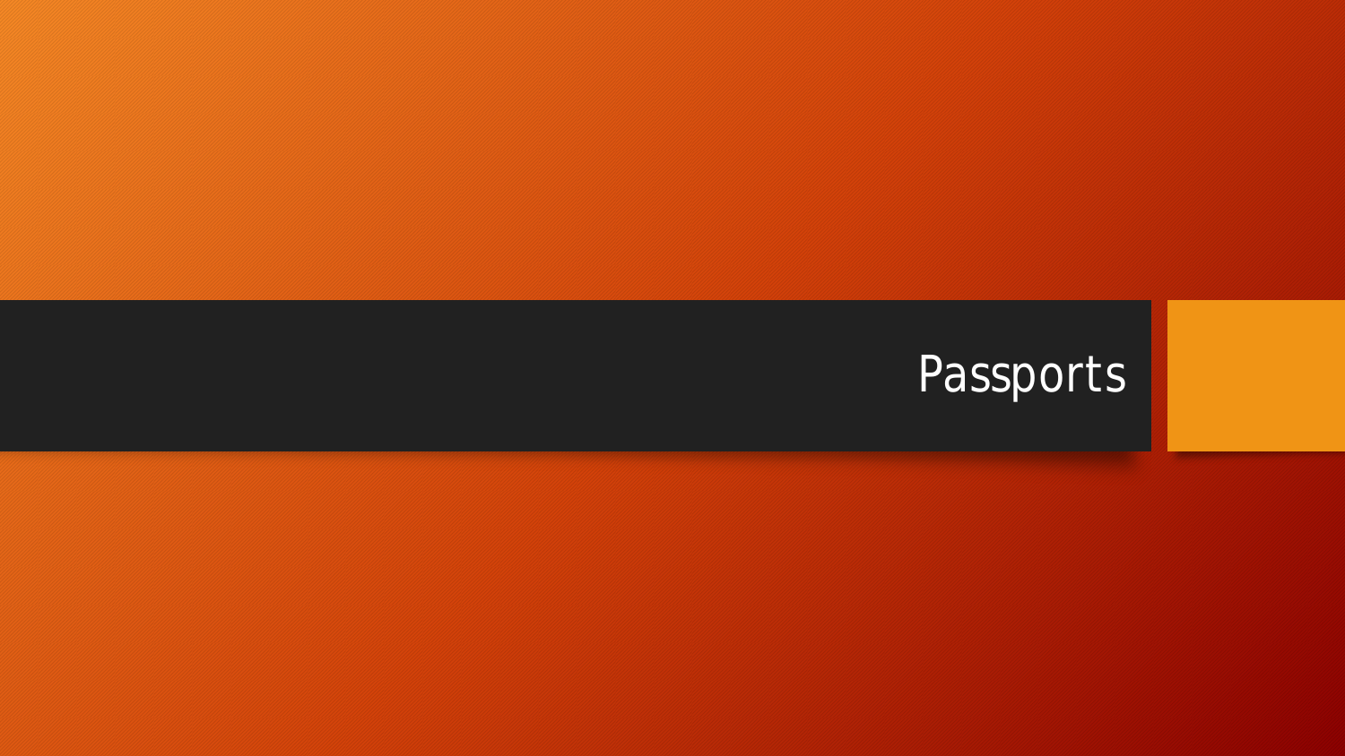# Passports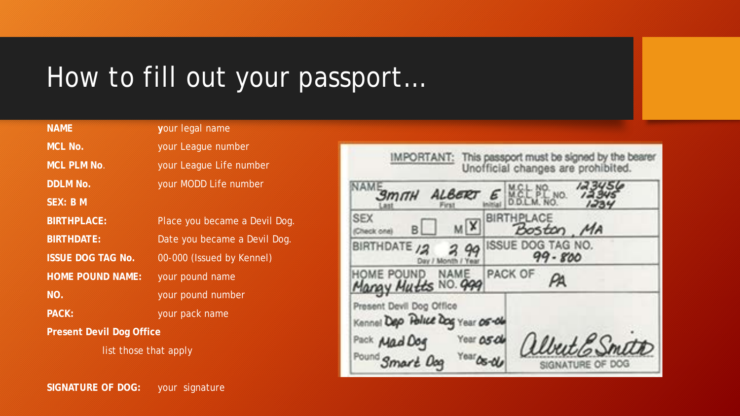# How to fill out your passport…

| | |
|---|---|
| **NAME** | **y**our legal name |
| **MCL No.** | your League number |
| **MCL PLM No**. | your League Life number |
| **DDLM No.** | your MODD Life number |
| **SEX: B M** | |
| **BIRTHPLACE:** | Place you became a Devil Dog. |
| **BIRTHDATE:** | Date you became a Devil Dog. |
| **ISSUE DOG TAG No.** | 00-000 (Issued by Kennel) |
| **HOME POUND NAME:** | your pound name |
| **NO.** | your pound number |
| **PACK:** | your pack name |

**Present Devil Dog Office**

list those that apply

**SIGNATURE OF DOG:** your signature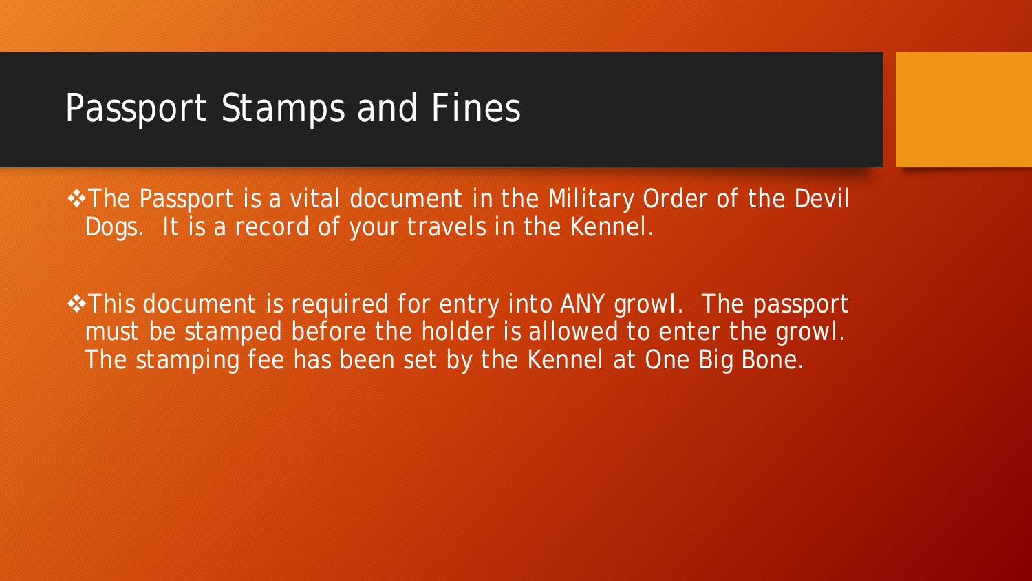# Passport Stamps and Fines

- The Passport is a vital document in the Military Order of the Devil Dogs. It is a record of your travels in the Kennel.

- This document is required for entry into ANY growl. The passport must be stamped before the holder is allowed to enter the growl. The stamping fee has been set by the Kennel at One Big Bone.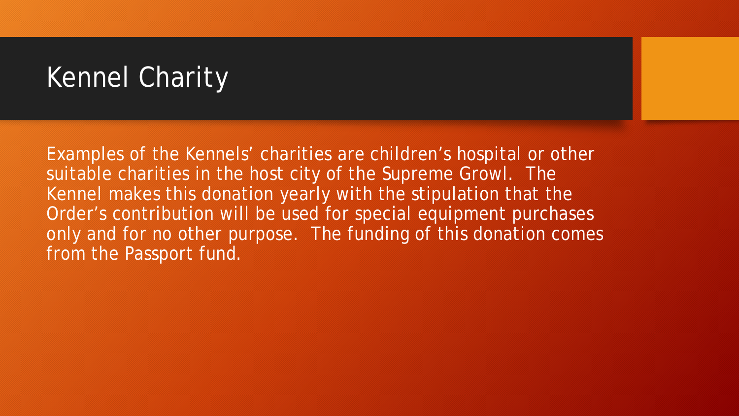# Kennel Charity

Examples of the Kennels' charities are children's hospital or other suitable charities in the host city of the Supreme Growl. The Kennel makes this donation yearly with the stipulation that the Order's contribution will be used for special equipment purchases only and for no other purpose. The funding of this donation comes from the Passport fund.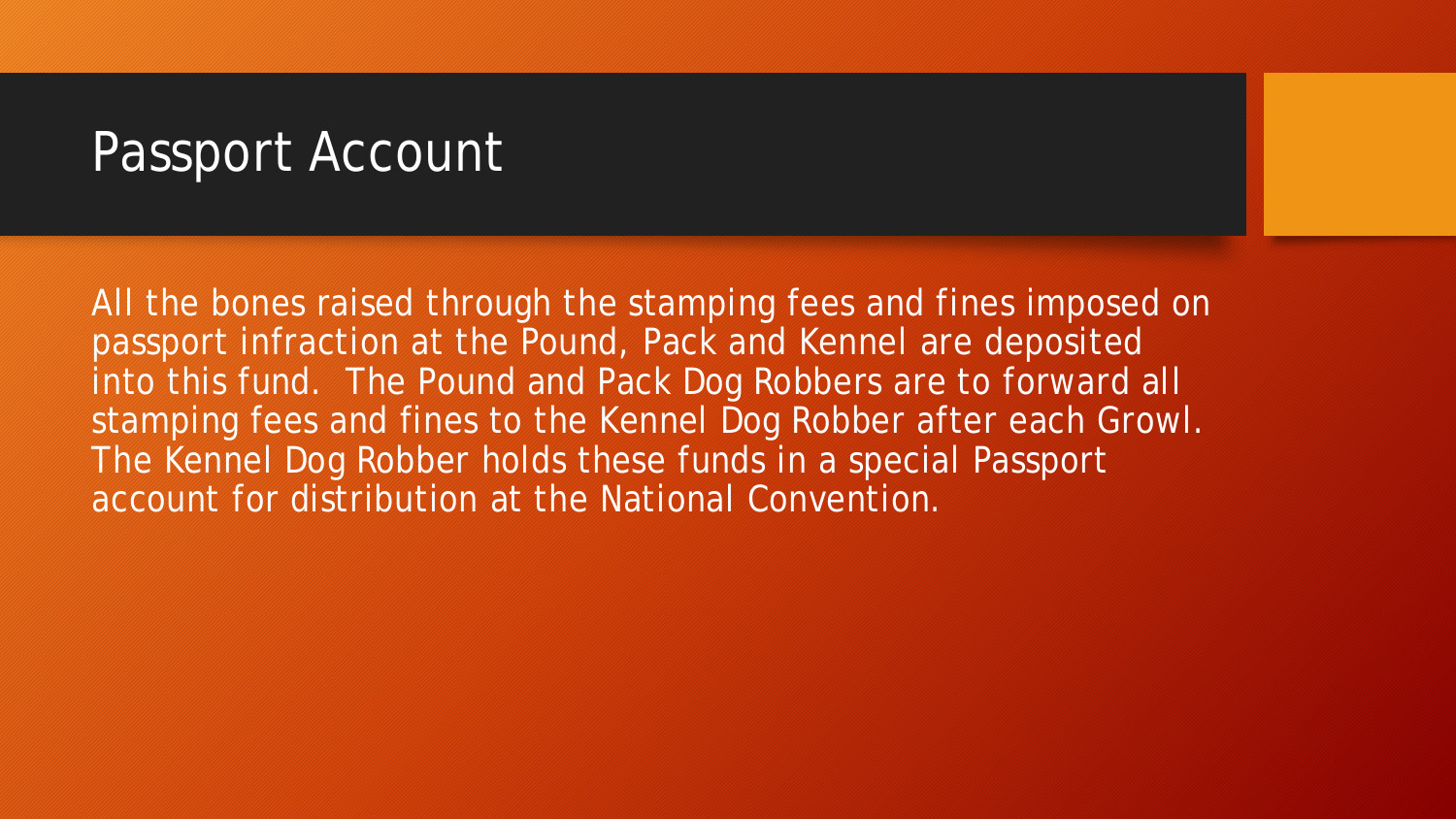# Passport Account

All the bones raised through the stamping fees and fines imposed on passport infraction at the Pound, Pack and Kennel are deposited into this fund. The Pound and Pack Dog Robbers are to forward all stamping fees and fines to the Kennel Dog Robber after each Growl. The Kennel Dog Robber holds these funds in a special Passport account for distribution at the National Convention.